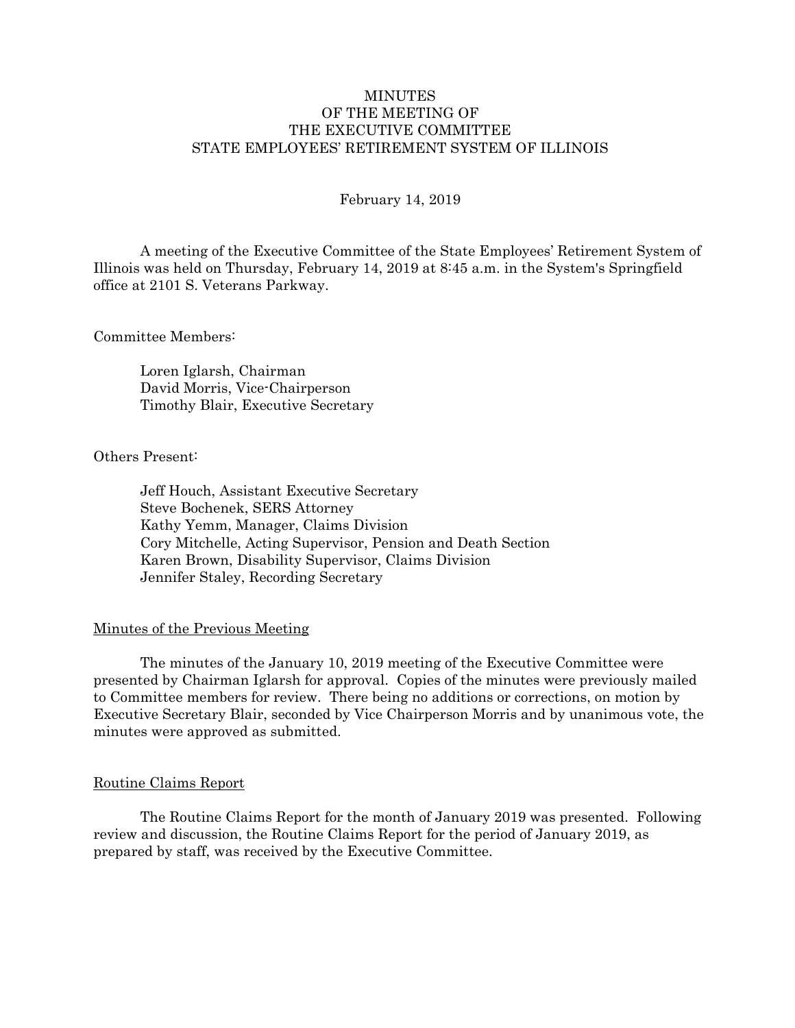# MINUTES
# OF THE MEETING OF
# THE EXECUTIVE COMMITTEE
# STATE EMPLOYEES' RETIREMENT SYSTEM OF ILLINOIS

February 14, 2019

A meeting of the Executive Committee of the State Employees' Retirement System of Illinois was held on Thursday, February 14, 2019 at 8:45 a.m. in the System's Springfield office at 2101 S. Veterans Parkway.

Committee Members:

Loren Iglarsh, Chairman
David Morris, Vice-Chairperson
Timothy Blair, Executive Secretary

Others Present:

Jeff Houch, Assistant Executive Secretary
Steve Bochenek, SERS Attorney
Kathy Yemm, Manager, Claims Division
Cory Mitchelle, Acting Supervisor, Pension and Death Section
Karen Brown, Disability Supervisor, Claims Division
Jennifer Staley, Recording Secretary

## Minutes of the Previous Meeting

The minutes of the January 10, 2019 meeting of the Executive Committee were presented by Chairman Iglarsh for approval. Copies of the minutes were previously mailed to Committee members for review. There being no additions or corrections, on motion by Executive Secretary Blair, seconded by Vice Chairperson Morris and by unanimous vote, the minutes were approved as submitted.

## Routine Claims Report

The Routine Claims Report for the month of January 2019 was presented. Following review and discussion, the Routine Claims Report for the period of January 2019, as prepared by staff, was received by the Executive Committee.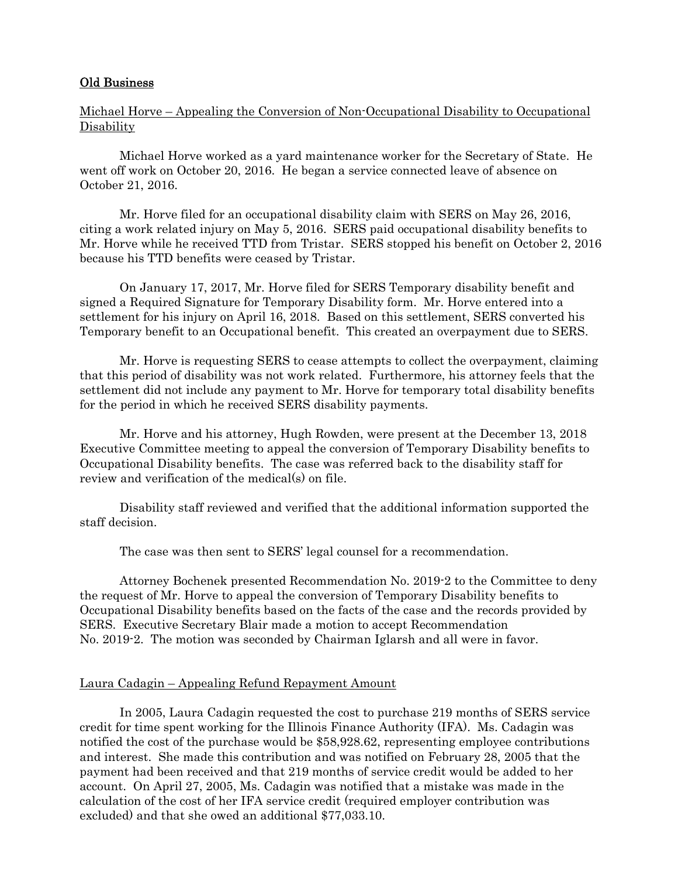## Old Business

Michael Horve – Appealing the Conversion of Non-Occupational Disability to Occupational Disability

Michael Horve worked as a yard maintenance worker for the Secretary of State. He went off work on October 20, 2016. He began a service connected leave of absence on October 21, 2016.

Mr. Horve filed for an occupational disability claim with SERS on May 26, 2016, citing a work related injury on May 5, 2016. SERS paid occupational disability benefits to Mr. Horve while he received TTD from Tristar. SERS stopped his benefit on October 2, 2016 because his TTD benefits were ceased by Tristar.

On January 17, 2017, Mr. Horve filed for SERS Temporary disability benefit and signed a Required Signature for Temporary Disability form. Mr. Horve entered into a settlement for his injury on April 16, 2018. Based on this settlement, SERS converted his Temporary benefit to an Occupational benefit. This created an overpayment due to SERS.

Mr. Horve is requesting SERS to cease attempts to collect the overpayment, claiming that this period of disability was not work related. Furthermore, his attorney feels that the settlement did not include any payment to Mr. Horve for temporary total disability benefits for the period in which he received SERS disability payments.

Mr. Horve and his attorney, Hugh Rowden, were present at the December 13, 2018 Executive Committee meeting to appeal the conversion of Temporary Disability benefits to Occupational Disability benefits. The case was referred back to the disability staff for review and verification of the medical(s) on file.

Disability staff reviewed and verified that the additional information supported the staff decision.

The case was then sent to SERS' legal counsel for a recommendation.

Attorney Bochenek presented Recommendation No. 2019-2 to the Committee to deny the request of Mr. Horve to appeal the conversion of Temporary Disability benefits to Occupational Disability benefits based on the facts of the case and the records provided by SERS. Executive Secretary Blair made a motion to accept Recommendation No. 2019-2. The motion was seconded by Chairman Iglarsh and all were in favor.

Laura Cadagin – Appealing Refund Repayment Amount

In 2005, Laura Cadagin requested the cost to purchase 219 months of SERS service credit for time spent working for the Illinois Finance Authority (IFA). Ms. Cadagin was notified the cost of the purchase would be $58,928.62, representing employee contributions and interest. She made this contribution and was notified on February 28, 2005 that the payment had been received and that 219 months of service credit would be added to her account. On April 27, 2005, Ms. Cadagin was notified that a mistake was made in the calculation of the cost of her IFA service credit (required employer contribution was excluded) and that she owed an additional $77,033.10.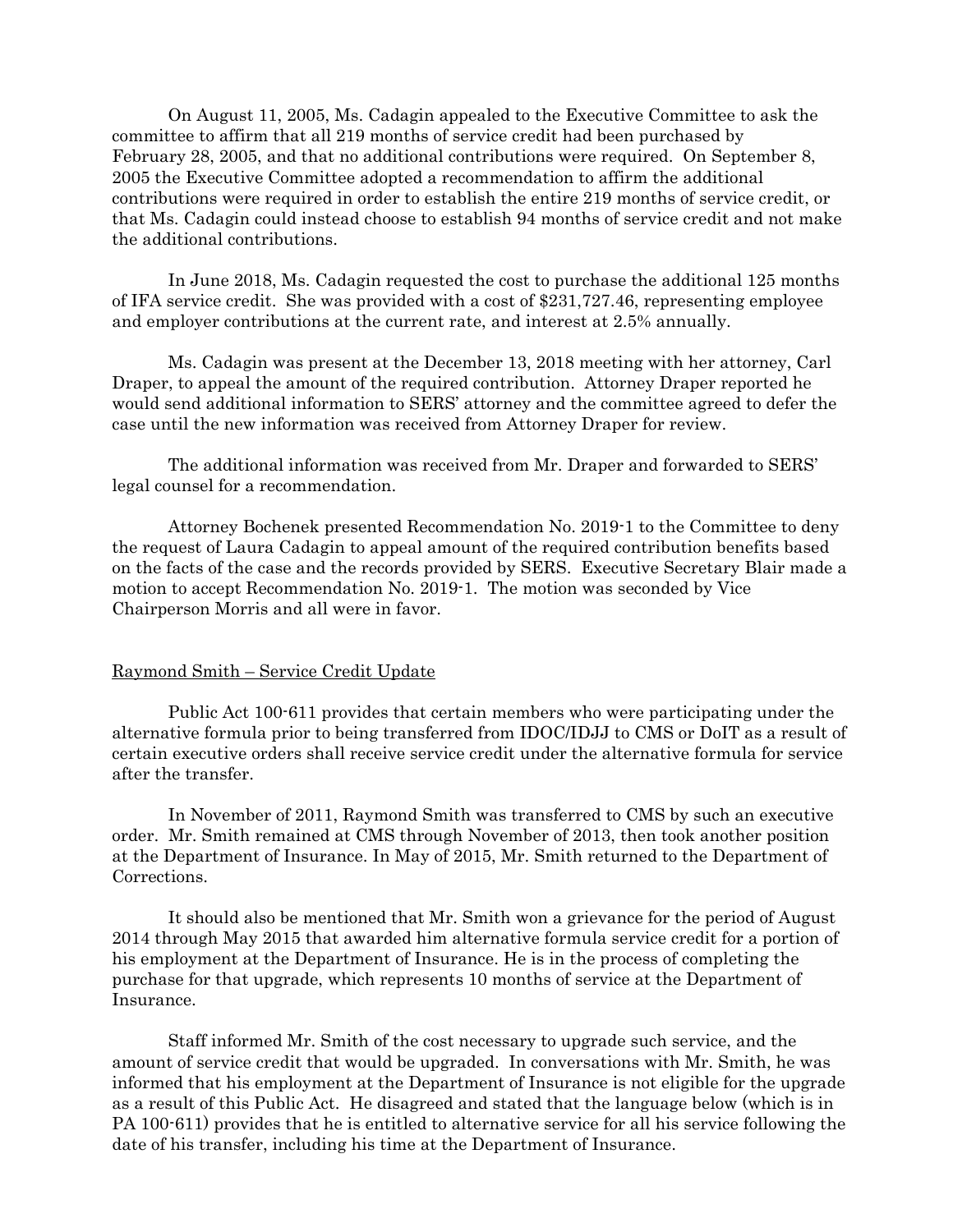On August 11, 2005, Ms. Cadagin appealed to the Executive Committee to ask the committee to affirm that all 219 months of service credit had been purchased by February 28, 2005, and that no additional contributions were required. On September 8, 2005 the Executive Committee adopted a recommendation to affirm the additional contributions were required in order to establish the entire 219 months of service credit, or that Ms. Cadagin could instead choose to establish 94 months of service credit and not make the additional contributions.

In June 2018, Ms. Cadagin requested the cost to purchase the additional 125 months of IFA service credit. She was provided with a cost of $231,727.46, representing employee and employer contributions at the current rate, and interest at 2.5% annually.

Ms. Cadagin was present at the December 13, 2018 meeting with her attorney, Carl Draper, to appeal the amount of the required contribution. Attorney Draper reported he would send additional information to SERS' attorney and the committee agreed to defer the case until the new information was received from Attorney Draper for review.

The additional information was received from Mr. Draper and forwarded to SERS' legal counsel for a recommendation.

Attorney Bochenek presented Recommendation No. 2019-1 to the Committee to deny the request of Laura Cadagin to appeal amount of the required contribution benefits based on the facts of the case and the records provided by SERS. Executive Secretary Blair made a motion to accept Recommendation No. 2019-1. The motion was seconded by Vice Chairperson Morris and all were in favor.

## Raymond Smith – Service Credit Update

Public Act 100-611 provides that certain members who were participating under the alternative formula prior to being transferred from IDOC/IDJJ to CMS or DoIT as a result of certain executive orders shall receive service credit under the alternative formula for service after the transfer.

In November of 2011, Raymond Smith was transferred to CMS by such an executive order. Mr. Smith remained at CMS through November of 2013, then took another position at the Department of Insurance. In May of 2015, Mr. Smith returned to the Department of Corrections.

It should also be mentioned that Mr. Smith won a grievance for the period of August 2014 through May 2015 that awarded him alternative formula service credit for a portion of his employment at the Department of Insurance. He is in the process of completing the purchase for that upgrade, which represents 10 months of service at the Department of Insurance.

Staff informed Mr. Smith of the cost necessary to upgrade such service, and the amount of service credit that would be upgraded. In conversations with Mr. Smith, he was informed that his employment at the Department of Insurance is not eligible for the upgrade as a result of this Public Act. He disagreed and stated that the language below (which is in PA 100-611) provides that he is entitled to alternative service for all his service following the date of his transfer, including his time at the Department of Insurance.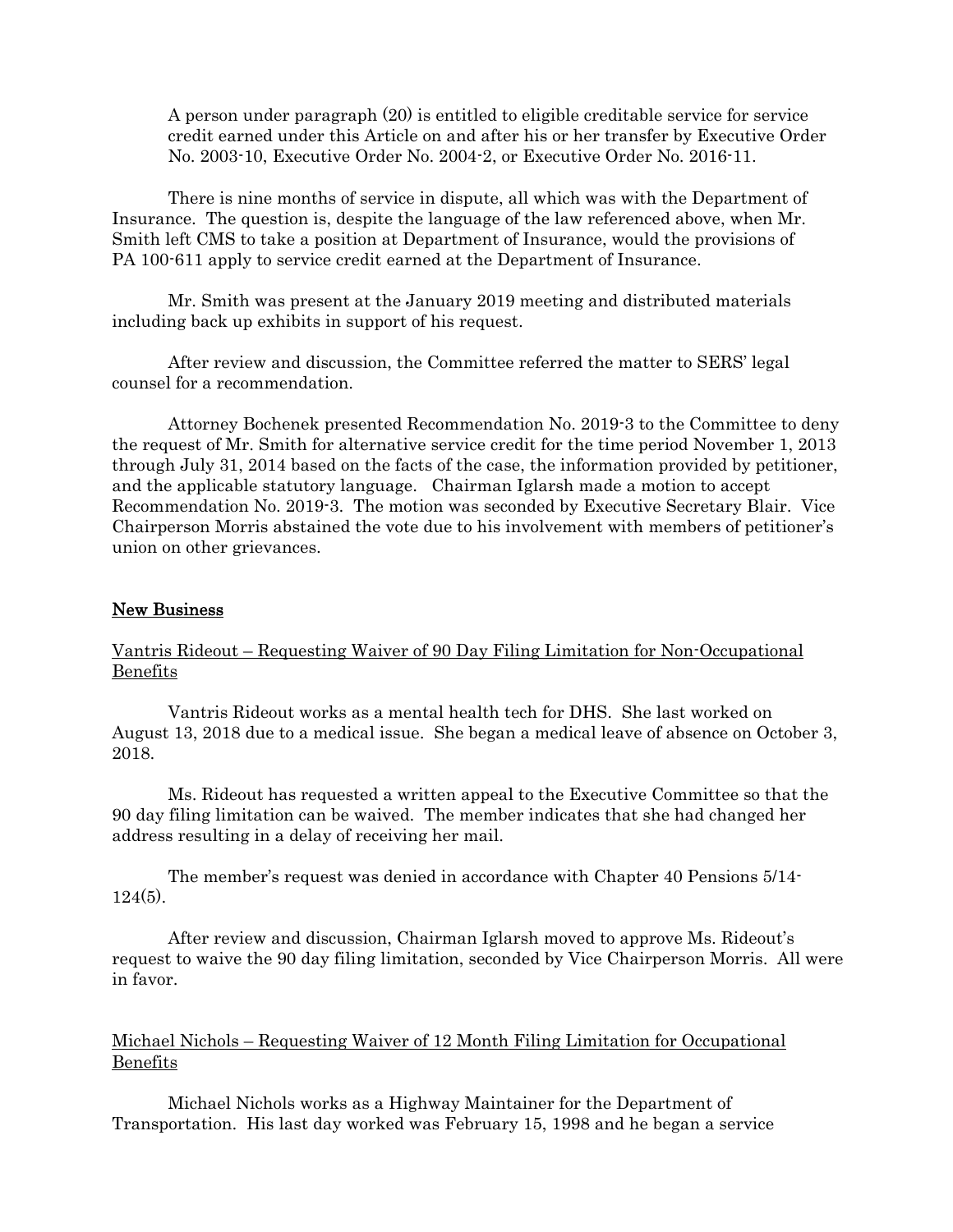A person under paragraph (20) is entitled to eligible creditable service for service credit earned under this Article on and after his or her transfer by Executive Order No. 2003-10, Executive Order No. 2004-2, or Executive Order No. 2016-11.

There is nine months of service in dispute, all which was with the Department of Insurance. The question is, despite the language of the law referenced above, when Mr. Smith left CMS to take a position at Department of Insurance, would the provisions of PA 100-611 apply to service credit earned at the Department of Insurance.

Mr. Smith was present at the January 2019 meeting and distributed materials including back up exhibits in support of his request.

After review and discussion, the Committee referred the matter to SERS' legal counsel for a recommendation.

Attorney Bochenek presented Recommendation No. 2019-3 to the Committee to deny the request of Mr. Smith for alternative service credit for the time period November 1, 2013 through July 31, 2014 based on the facts of the case, the information provided by petitioner, and the applicable statutory language. Chairman Iglarsh made a motion to accept Recommendation No. 2019-3. The motion was seconded by Executive Secretary Blair. Vice Chairperson Morris abstained the vote due to his involvement with members of petitioner's union on other grievances.

## New Business

Vantris Rideout – Requesting Waiver of 90 Day Filing Limitation for Non-Occupational Benefits

Vantris Rideout works as a mental health tech for DHS. She last worked on August 13, 2018 due to a medical issue. She began a medical leave of absence on October 3, 2018.

Ms. Rideout has requested a written appeal to the Executive Committee so that the 90 day filing limitation can be waived. The member indicates that she had changed her address resulting in a delay of receiving her mail.

The member's request was denied in accordance with Chapter 40 Pensions 5/14-124(5).

After review and discussion, Chairman Iglarsh moved to approve Ms. Rideout's request to waive the 90 day filing limitation, seconded by Vice Chairperson Morris. All were in favor.

Michael Nichols – Requesting Waiver of 12 Month Filing Limitation for Occupational Benefits

Michael Nichols works as a Highway Maintainer for the Department of Transportation. His last day worked was February 15, 1998 and he began a service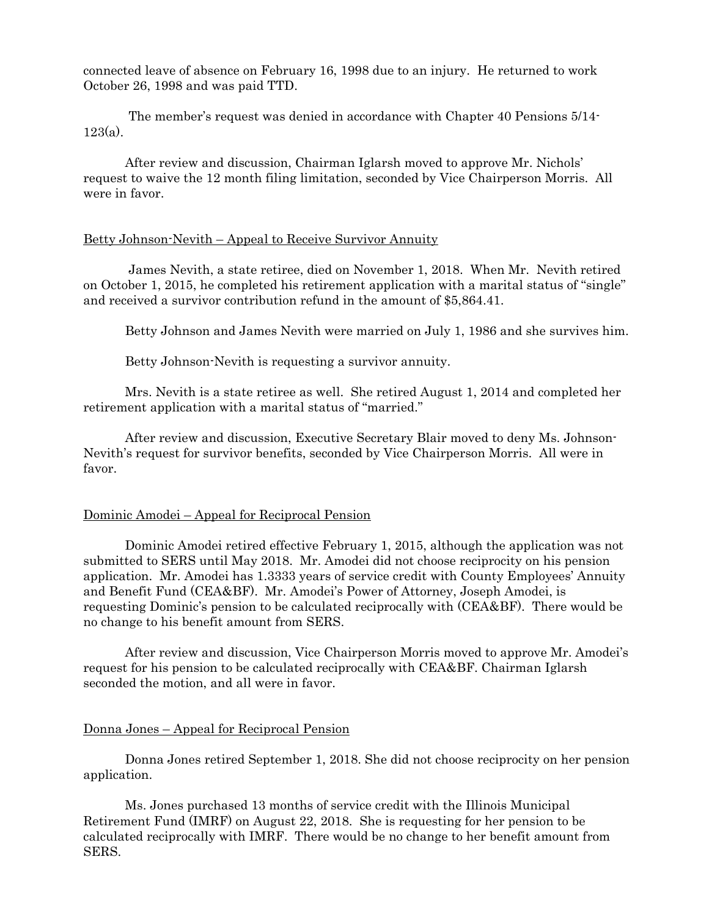connected leave of absence on February 16, 1998 due to an injury. He returned to work October 26, 1998 and was paid TTD.

The member's request was denied in accordance with Chapter 40 Pensions 5/14-123(a).

After review and discussion, Chairman Iglarsh moved to approve Mr. Nichols' request to waive the 12 month filing limitation, seconded by Vice Chairperson Morris. All were in favor.

Betty Johnson-Nevith – Appeal to Receive Survivor Annuity

James Nevith, a state retiree, died on November 1, 2018. When Mr. Nevith retired on October 1, 2015, he completed his retirement application with a marital status of "single" and received a survivor contribution refund in the amount of $5,864.41.

Betty Johnson and James Nevith were married on July 1, 1986 and she survives him.

Betty Johnson-Nevith is requesting a survivor annuity.

Mrs. Nevith is a state retiree as well. She retired August 1, 2014 and completed her retirement application with a marital status of "married."

After review and discussion, Executive Secretary Blair moved to deny Ms. Johnson-Nevith's request for survivor benefits, seconded by Vice Chairperson Morris. All were in favor.

Dominic Amodei – Appeal for Reciprocal Pension

Dominic Amodei retired effective February 1, 2015, although the application was not submitted to SERS until May 2018. Mr. Amodei did not choose reciprocity on his pension application. Mr. Amodei has 1.3333 years of service credit with County Employees' Annuity and Benefit Fund (CEA&BF). Mr. Amodei's Power of Attorney, Joseph Amodei, is requesting Dominic's pension to be calculated reciprocally with (CEA&BF). There would be no change to his benefit amount from SERS.

After review and discussion, Vice Chairperson Morris moved to approve Mr. Amodei's request for his pension to be calculated reciprocally with CEA&BF. Chairman Iglarsh seconded the motion, and all were in favor.

Donna Jones – Appeal for Reciprocal Pension

Donna Jones retired September 1, 2018. She did not choose reciprocity on her pension application.

Ms. Jones purchased 13 months of service credit with the Illinois Municipal Retirement Fund (IMRF) on August 22, 2018. She is requesting for her pension to be calculated reciprocally with IMRF. There would be no change to her benefit amount from SERS.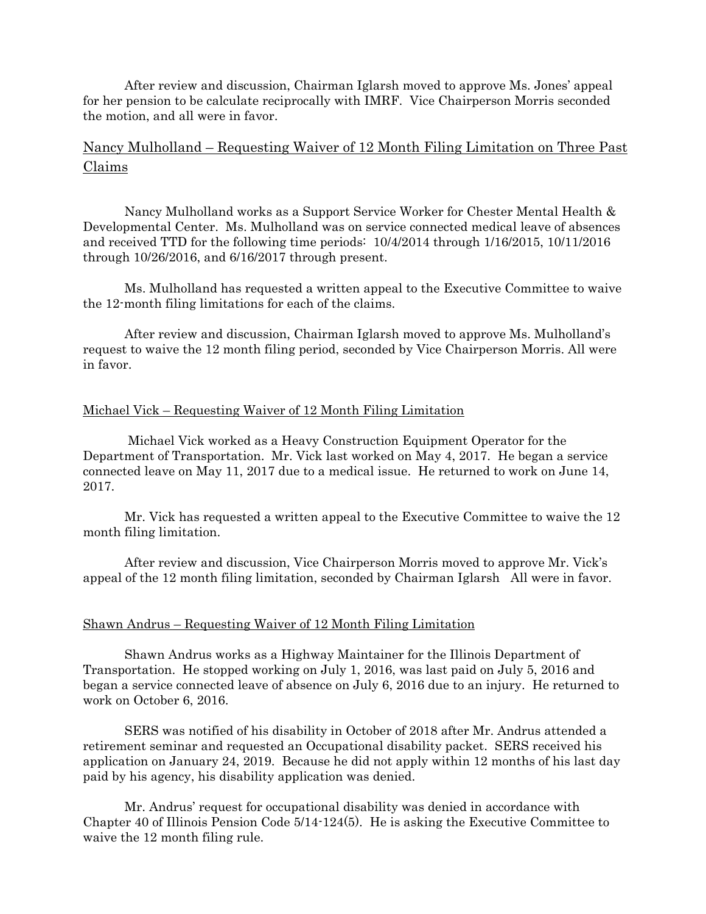After review and discussion, Chairman Iglarsh moved to approve Ms. Jones' appeal for her pension to be calculate reciprocally with IMRF. Vice Chairperson Morris seconded the motion, and all were in favor.

## Nancy Mulholland – Requesting Waiver of 12 Month Filing Limitation on Three Past Claims

Nancy Mulholland works as a Support Service Worker for Chester Mental Health & Developmental Center. Ms. Mulholland was on service connected medical leave of absences and received TTD for the following time periods: 10/4/2014 through 1/16/2015, 10/11/2016 through 10/26/2016, and 6/16/2017 through present.

Ms. Mulholland has requested a written appeal to the Executive Committee to waive the 12-month filing limitations for each of the claims.

After review and discussion, Chairman Iglarsh moved to approve Ms. Mulholland's request to waive the 12 month filing period, seconded by Vice Chairperson Morris. All were in favor.

### Michael Vick – Requesting Waiver of 12 Month Filing Limitation

Michael Vick worked as a Heavy Construction Equipment Operator for the Department of Transportation. Mr. Vick last worked on May 4, 2017. He began a service connected leave on May 11, 2017 due to a medical issue. He returned to work on June 14, 2017.

Mr. Vick has requested a written appeal to the Executive Committee to waive the 12 month filing limitation.

After review and discussion, Vice Chairperson Morris moved to approve Mr. Vick's appeal of the 12 month filing limitation, seconded by Chairman Iglarsh All were in favor.

### Shawn Andrus – Requesting Waiver of 12 Month Filing Limitation

Shawn Andrus works as a Highway Maintainer for the Illinois Department of Transportation. He stopped working on July 1, 2016, was last paid on July 5, 2016 and began a service connected leave of absence on July 6, 2016 due to an injury. He returned to work on October 6, 2016.

SERS was notified of his disability in October of 2018 after Mr. Andrus attended a retirement seminar and requested an Occupational disability packet. SERS received his application on January 24, 2019. Because he did not apply within 12 months of his last day paid by his agency, his disability application was denied.

Mr. Andrus' request for occupational disability was denied in accordance with Chapter 40 of Illinois Pension Code 5/14-124(5). He is asking the Executive Committee to waive the 12 month filing rule.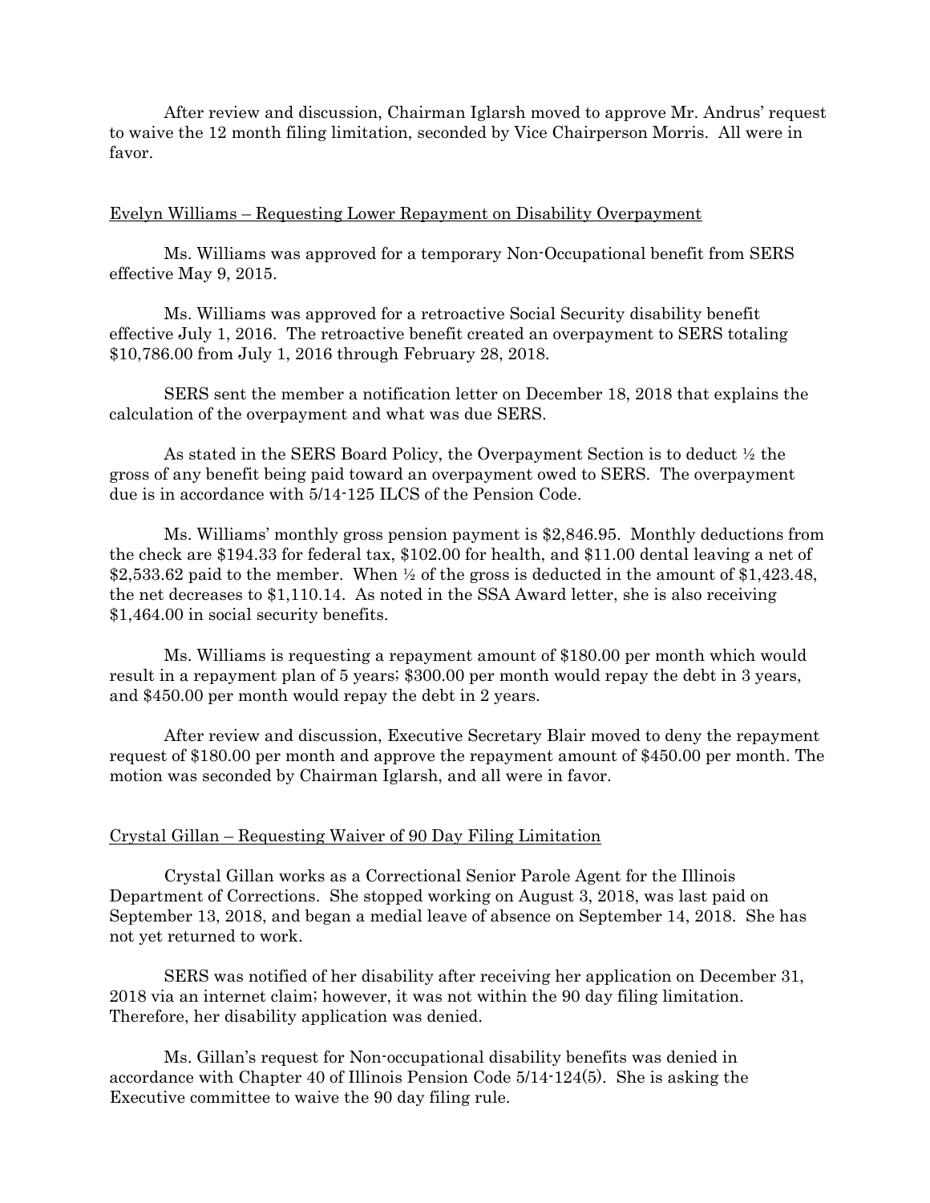After review and discussion, Chairman Iglarsh moved to approve Mr. Andrus' request to waive the 12 month filing limitation, seconded by Vice Chairperson Morris. All were in favor.

<u>Evelyn Williams – Requesting Lower Repayment on Disability Overpayment</u>

Ms. Williams was approved for a temporary Non-Occupational benefit from SERS effective May 9, 2015.

Ms. Williams was approved for a retroactive Social Security disability benefit effective July 1, 2016. The retroactive benefit created an overpayment to SERS totaling $10,786.00 from July 1, 2016 through February 28, 2018.

SERS sent the member a notification letter on December 18, 2018 that explains the calculation of the overpayment and what was due SERS.

As stated in the SERS Board Policy, the Overpayment Section is to deduct ½ the gross of any benefit being paid toward an overpayment owed to SERS. The overpayment due is in accordance with 5/14-125 ILCS of the Pension Code.

Ms. Williams' monthly gross pension payment is $2,846.95. Monthly deductions from the check are $194.33 for federal tax, $102.00 for health, and $11.00 dental leaving a net of $2,533.62 paid to the member. When ½ of the gross is deducted in the amount of $1,423.48, the net decreases to $1,110.14. As noted in the SSA Award letter, she is also receiving $1,464.00 in social security benefits.

Ms. Williams is requesting a repayment amount of $180.00 per month which would result in a repayment plan of 5 years; $300.00 per month would repay the debt in 3 years, and $450.00 per month would repay the debt in 2 years.

After review and discussion, Executive Secretary Blair moved to deny the repayment request of $180.00 per month and approve the repayment amount of $450.00 per month. The motion was seconded by Chairman Iglarsh, and all were in favor.

<u>Crystal Gillan – Requesting Waiver of 90 Day Filing Limitation</u>

Crystal Gillan works as a Correctional Senior Parole Agent for the Illinois Department of Corrections. She stopped working on August 3, 2018, was last paid on September 13, 2018, and began a medial leave of absence on September 14, 2018. She has not yet returned to work.

SERS was notified of her disability after receiving her application on December 31, 2018 via an internet claim; however, it was not within the 90 day filing limitation. Therefore, her disability application was denied.

Ms. Gillan's request for Non-occupational disability benefits was denied in accordance with Chapter 40 of Illinois Pension Code 5/14-124(5). She is asking the Executive committee to waive the 90 day filing rule.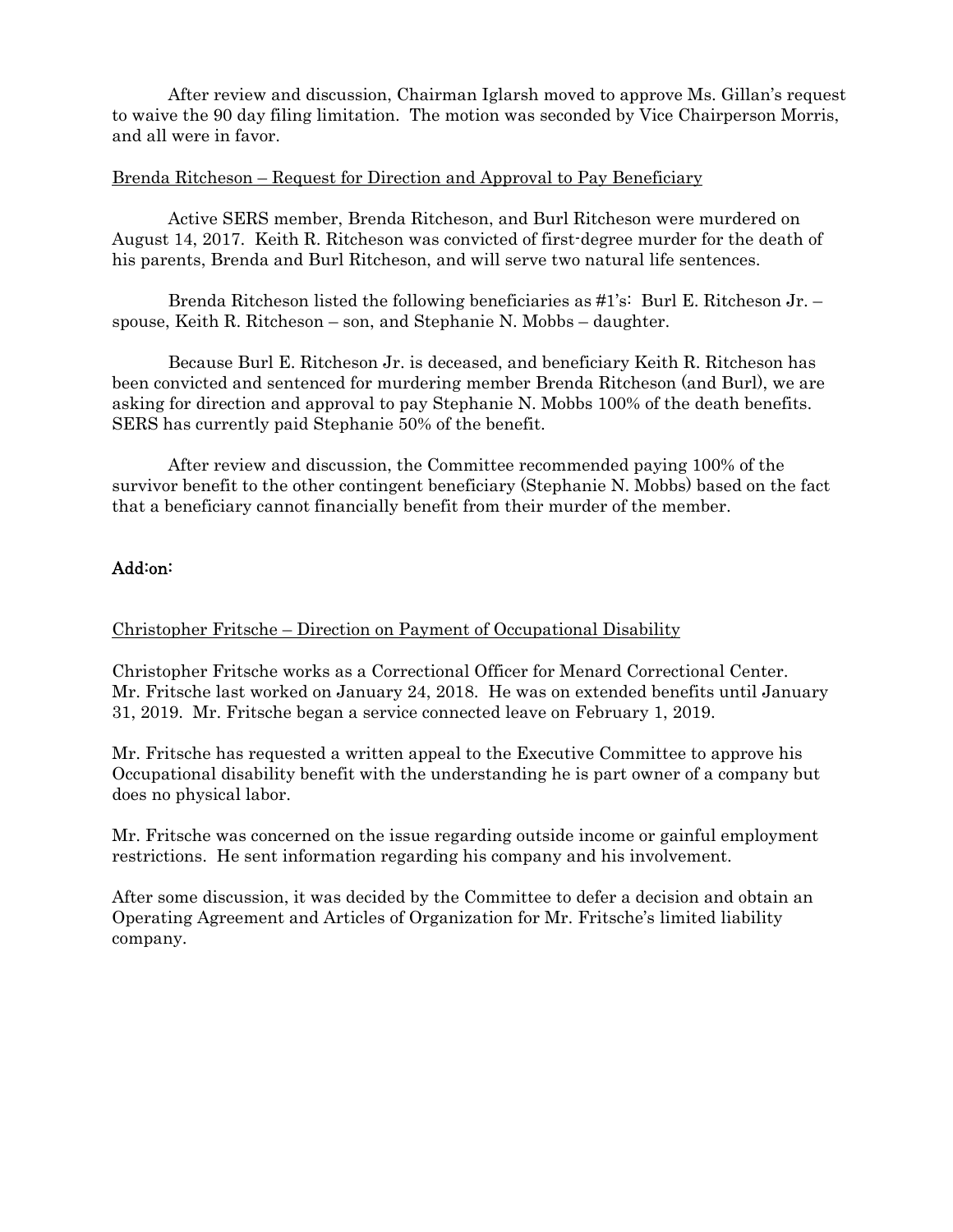After review and discussion, Chairman Iglarsh moved to approve Ms. Gillan's request to waive the 90 day filing limitation. The motion was seconded by Vice Chairperson Morris, and all were in favor.

<u>Brenda Ritcheson – Request for Direction and Approval to Pay Beneficiary</u>

Active SERS member, Brenda Ritcheson, and Burl Ritcheson were murdered on August 14, 2017. Keith R. Ritcheson was convicted of first-degree murder for the death of his parents, Brenda and Burl Ritcheson, and will serve two natural life sentences.

Brenda Ritcheson listed the following beneficiaries as #1's: Burl E. Ritcheson Jr. – spouse, Keith R. Ritcheson – son, and Stephanie N. Mobbs – daughter.

Because Burl E. Ritcheson Jr. is deceased, and beneficiary Keith R. Ritcheson has been convicted and sentenced for murdering member Brenda Ritcheson (and Burl), we are asking for direction and approval to pay Stephanie N. Mobbs 100% of the death benefits. SERS has currently paid Stephanie 50% of the benefit.

After review and discussion, the Committee recommended paying 100% of the survivor benefit to the other contingent beneficiary (Stephanie N. Mobbs) based on the fact that a beneficiary cannot financially benefit from their murder of the member.

**Add:on:**

<u>Christopher Fritsche – Direction on Payment of Occupational Disability</u>

Christopher Fritsche works as a Correctional Officer for Menard Correctional Center. Mr. Fritsche last worked on January 24, 2018. He was on extended benefits until January 31, 2019. Mr. Fritsche began a service connected leave on February 1, 2019.

Mr. Fritsche has requested a written appeal to the Executive Committee to approve his Occupational disability benefit with the understanding he is part owner of a company but does no physical labor.

Mr. Fritsche was concerned on the issue regarding outside income or gainful employment restrictions. He sent information regarding his company and his involvement.

After some discussion, it was decided by the Committee to defer a decision and obtain an Operating Agreement and Articles of Organization for Mr. Fritsche's limited liability company.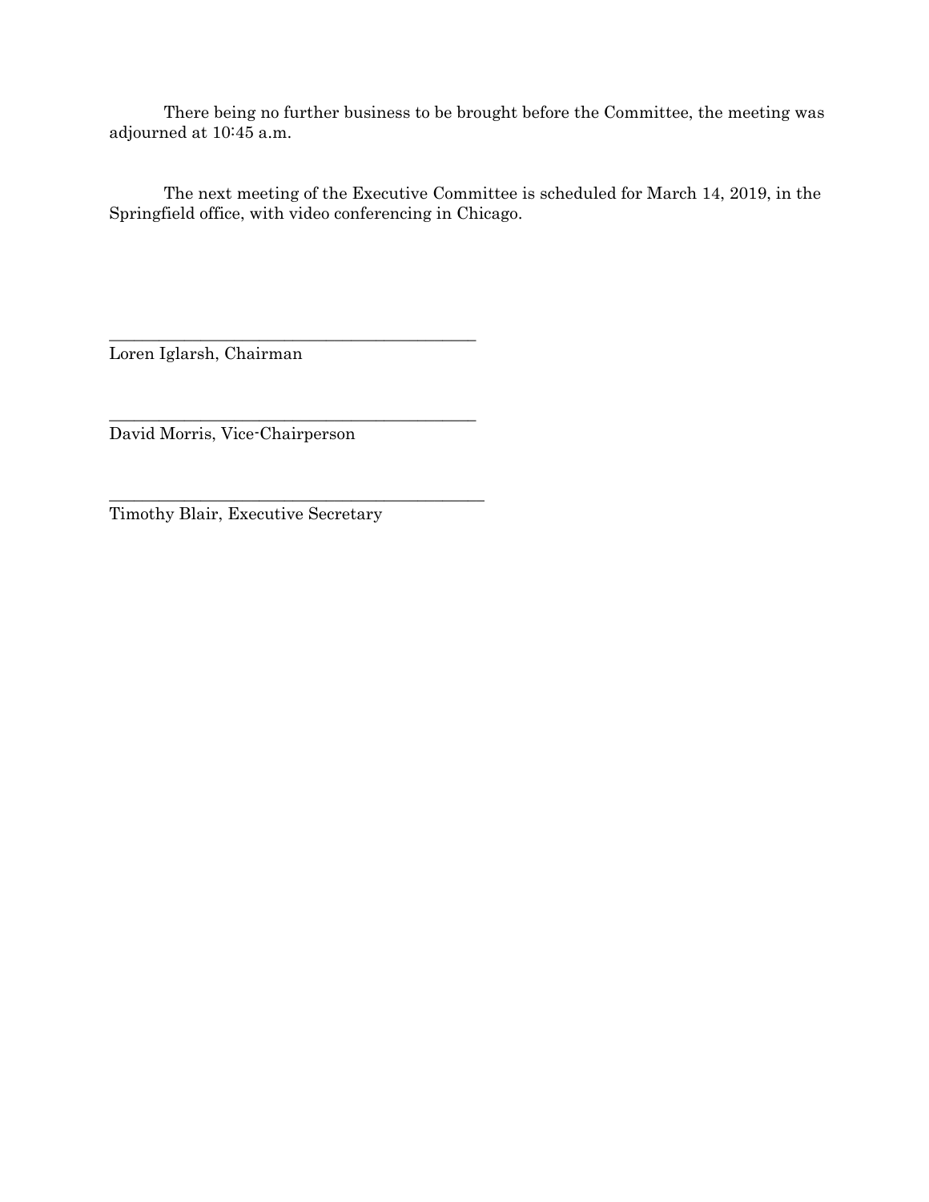There being no further business to be brought before the Committee, the meeting was adjourned at 10:45 a.m.

The next meeting of the Executive Committee is scheduled for March 14, 2019, in the Springfield office, with video conferencing in Chicago.

_____________________________________________
Loren Iglarsh, Chairman

_____________________________________________
David Morris, Vice-Chairperson

_____________________________________________
Timothy Blair, Executive Secretary